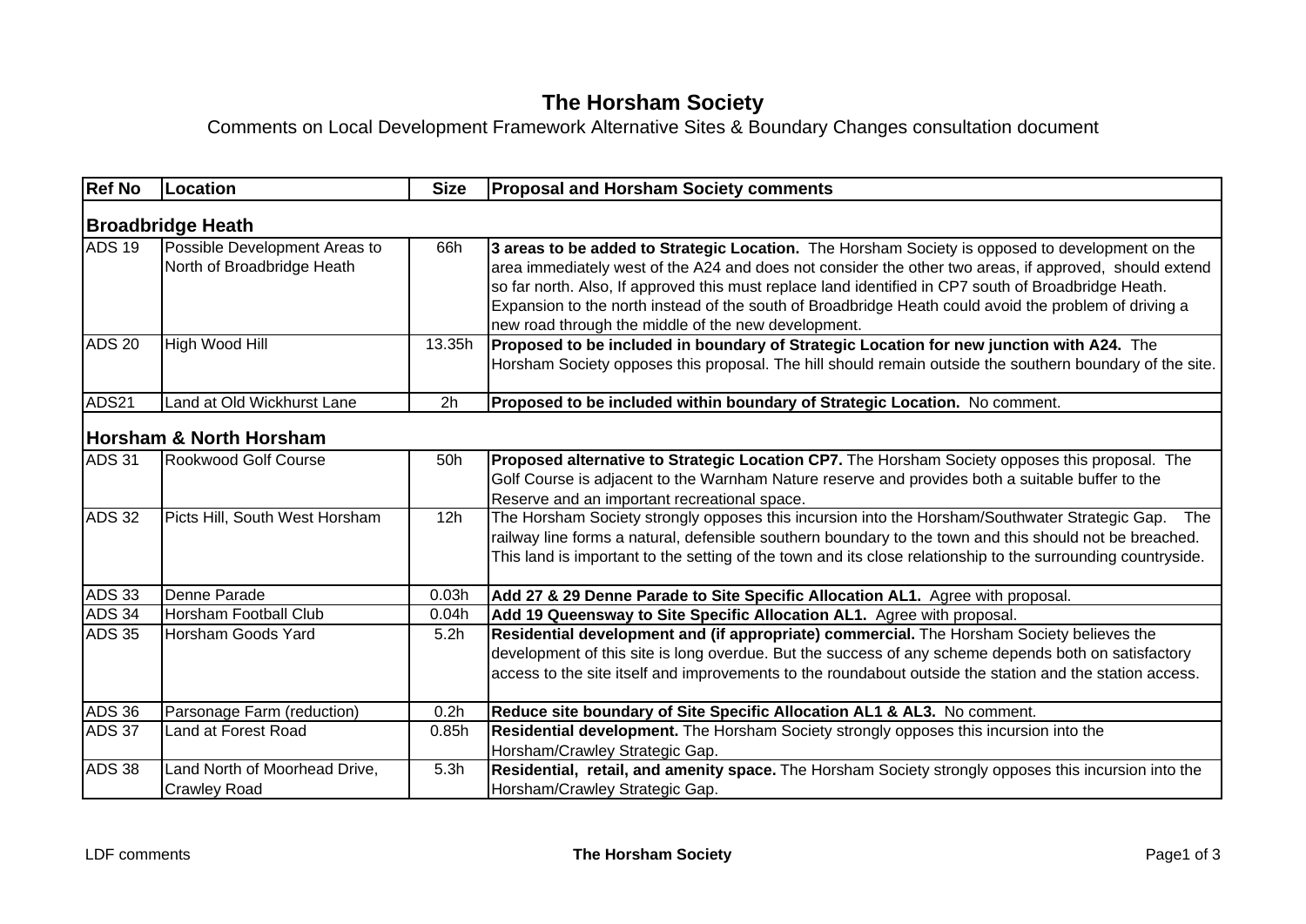# The Horsham Society

Comments on Local Development Framework Alternative Sites & Boundary Changes consultation document

| Ref No | Location | Size | Proposal and Horsham Society comments |
|---|---|---|---|
| **Broadbridge Heath** | | | |
| ADS 19 | Possible Development Areas to North of Broadbridge Heath | 66h | **3 areas to be added to Strategic Location.** The Horsham Society is opposed to development on the area immediately west of the A24 and does not consider the other two areas, if approved, should extend so far north. Also, If approved this must replace land identified in CP7 south of Broadbridge Heath. Expansion to the north instead of the south of Broadbridge Heath could avoid the problem of driving a new road through the middle of the new development. |
| ADS 20 | High Wood Hill | 13.35h | **Proposed to be included in boundary of Strategic Location for new junction with A24.** The Horsham Society opposes this proposal. The hill should remain outside the southern boundary of the site. |
| ADS21 | Land at Old Wickhurst Lane | 2h | **Proposed to be included within boundary of Strategic Location.** No comment. |
| **Horsham & North Horsham** | | | |
| ADS 31 | Rookwood Golf Course | 50h | **Proposed alternative to Strategic Location CP7.** The Horsham Society opposes this proposal. The Golf Course is adjacent to the Warnham Nature reserve and provides both a suitable buffer to the Reserve and an important recreational space. |
| ADS 32 | Picts Hill, South West Horsham | 12h | The Horsham Society strongly opposes this incursion into the Horsham/Southwater Strategic Gap. The railway line forms a natural, defensible southern boundary to the town and this should not be breached. This land is important to the setting of the town and its close relationship to the surrounding countryside. |
| ADS 33 | Denne Parade | 0.03h | **Add 27 & 29 Denne Parade to Site Specific Allocation AL1.** Agree with proposal. |
| ADS 34 | Horsham Football Club | 0.04h | **Add 19 Queensway to Site Specific Allocation AL1.** Agree with proposal. |
| ADS 35 | Horsham Goods Yard | 5.2h | **Residential development and (if appropriate) commercial.** The Horsham Society believes the development of this site is long overdue. But the success of any scheme depends both on satisfactory access to the site itself and improvements to the roundabout outside the station and the station access. |
| ADS 36 | Parsonage Farm (reduction) | 0.2h | **Reduce site boundary of Site Specific Allocation AL1 & AL3.** No comment. |
| ADS 37 | Land at Forest Road | 0.85h | **Residential development.** The Horsham Society strongly opposes this incursion into the Horsham/Crawley Strategic Gap. |
| ADS 38 | Land North of Moorhead Drive, Crawley Road | 5.3h | **Residential, retail, and amenity space.** The Horsham Society strongly opposes this incursion into the Horsham/Crawley Strategic Gap. |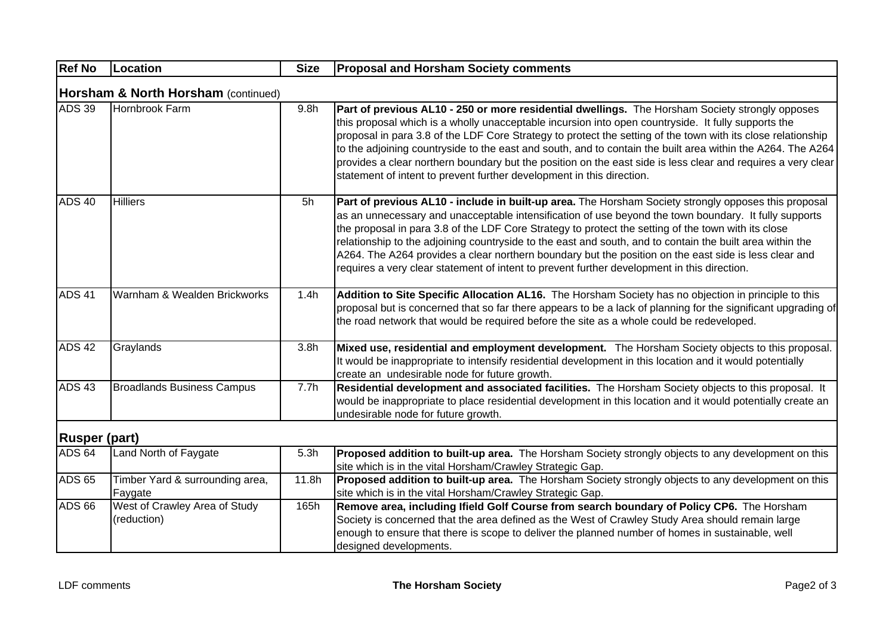| Ref No | Location | Size | Proposal and Horsham Society comments |
|---|---|---|---|
| **Horsham & North Horsham** (continued) | | | |
| ADS 39 | Hornbrook Farm | 9.8h | **Part of previous AL10 - 250 or more residential dwellings.** The Horsham Society strongly opposes this proposal which is a wholly unacceptable incursion into open countryside. It fully supports the proposal in para 3.8 of the LDF Core Strategy to protect the setting of the town with its close relationship to the adjoining countryside to the east and south, and to contain the built area within the A264. The A264 provides a clear northern boundary but the position on the east side is less clear and requires a very clear statement of intent to prevent further development in this direction. |
| ADS 40 | Hilliers | 5h | **Part of previous AL10 - include in built-up area.** The Horsham Society strongly opposes this proposal as an unnecessary and unacceptable intensification of use beyond the town boundary. It fully supports the proposal in para 3.8 of the LDF Core Strategy to protect the setting of the town with its close relationship to the adjoining countryside to the east and south, and to contain the built area within the A264. The A264 provides a clear northern boundary but the position on the east side is less clear and requires a very clear statement of intent to prevent further development in this direction. |
| ADS 41 | Warnham & Wealden Brickworks | 1.4h | **Addition to Site Specific Allocation AL16.** The Horsham Society has no objection in principle to this proposal but is concerned that so far there appears to be a lack of planning for the significant upgrading of the road network that would be required before the site as a whole could be redeveloped. |
| ADS 42 | Graylands | 3.8h | **Mixed use, residential and employment development.** The Horsham Society objects to this proposal. It would be inappropriate to intensify residential development in this location and it would potentially create an undesirable node for future growth. |
| ADS 43 | Broadlands Business Campus | 7.7h | **Residential development and associated facilities.** The Horsham Society objects to this proposal. It would be inappropriate to place residential development in this location and it would potentially create an undesirable node for future growth. |
| **Rusper (part)** | | | |
| ADS 64 | Land North of Faygate | 5.3h | **Proposed addition to built-up area.** The Horsham Society strongly objects to any development on this site which is in the vital Horsham/Crawley Strategic Gap. |
| ADS 65 | Timber Yard & surrounding area, Faygate | 11.8h | **Proposed addition to built-up area.** The Horsham Society strongly objects to any development on this site which is in the vital Horsham/Crawley Strategic Gap. |
| ADS 66 | West of Crawley Area of Study (reduction) | 165h | **Remove area, including Ifield Golf Course from search boundary of Policy CP6.** The Horsham Society is concerned that the area defined as the West of Crawley Study Area should remain large enough to ensure that there is scope to deliver the planned number of homes in sustainable, well designed developments. |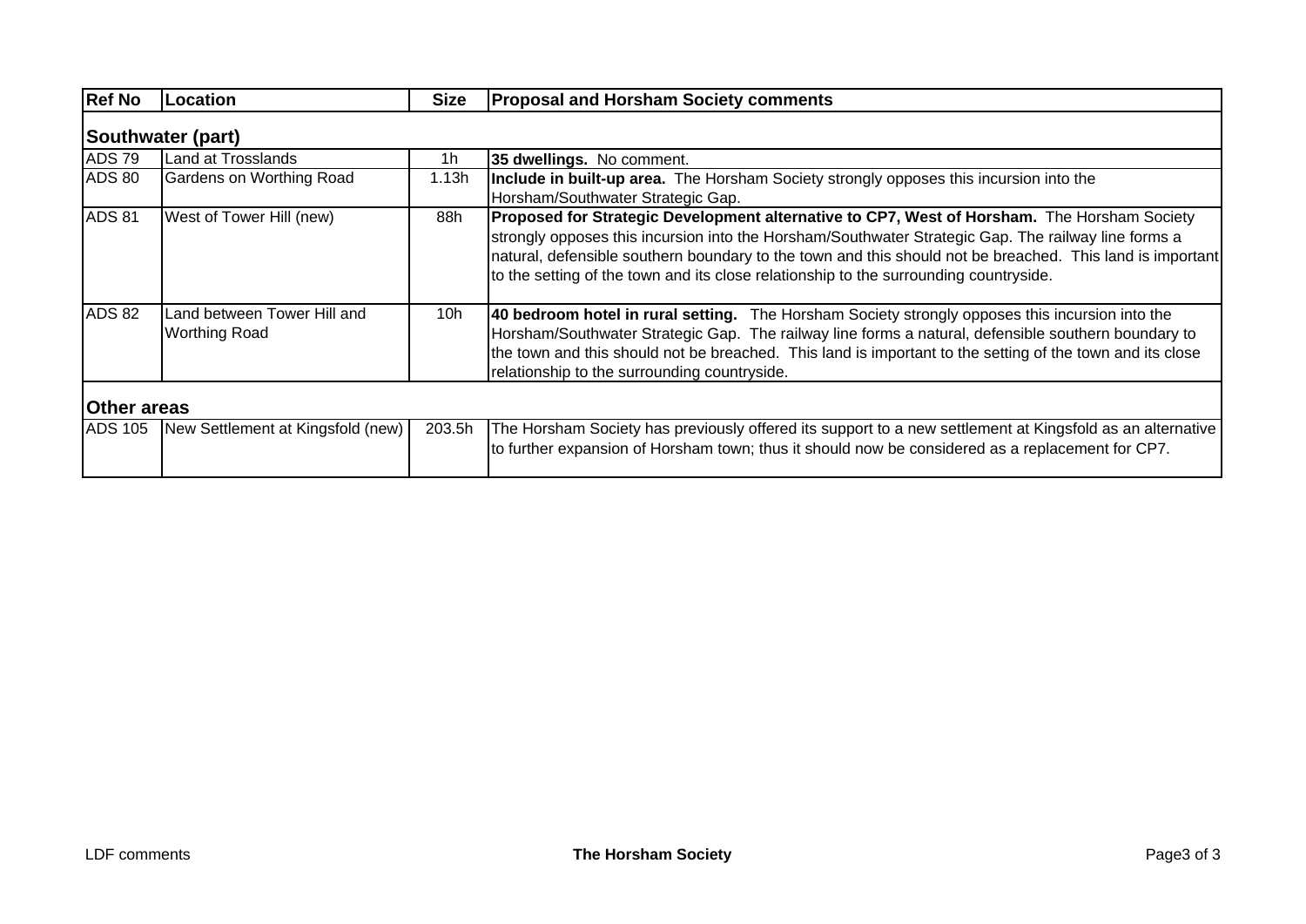| Ref No | Location | Size | Proposal and Horsham Society comments |
|---|---|---|---|
| **Southwater (part)** | | | |
| ADS 79 | Land at Trosslands | 1h | **35 dwellings.** No comment. |
| ADS 80 | Gardens on Worthing Road | 1.13h | **Include in built-up area.** The Horsham Society strongly opposes this incursion into the Horsham/Southwater Strategic Gap. |
| ADS 81 | West of Tower Hill (new) | 88h | **Proposed for Strategic Development alternative to CP7, West of Horsham.** The Horsham Society strongly opposes this incursion into the Horsham/Southwater Strategic Gap. The railway line forms a natural, defensible southern boundary to the town and this should not be breached. This land is important to the setting of the town and its close relationship to the surrounding countryside. |
| ADS 82 | Land between Tower Hill and Worthing Road | 10h | **40 bedroom hotel in rural setting.** The Horsham Society strongly opposes this incursion into the Horsham/Southwater Strategic Gap. The railway line forms a natural, defensible southern boundary to the town and this should not be breached. This land is important to the setting of the town and its close relationship to the surrounding countryside. |
| **Other areas** | | | |
| ADS 105 | New Settlement at Kingsfold (new) | 203.5h | The Horsham Society has previously offered its support to a new settlement at Kingsfold as an alternative to further expansion of Horsham town; thus it should now be considered as a replacement for CP7. |